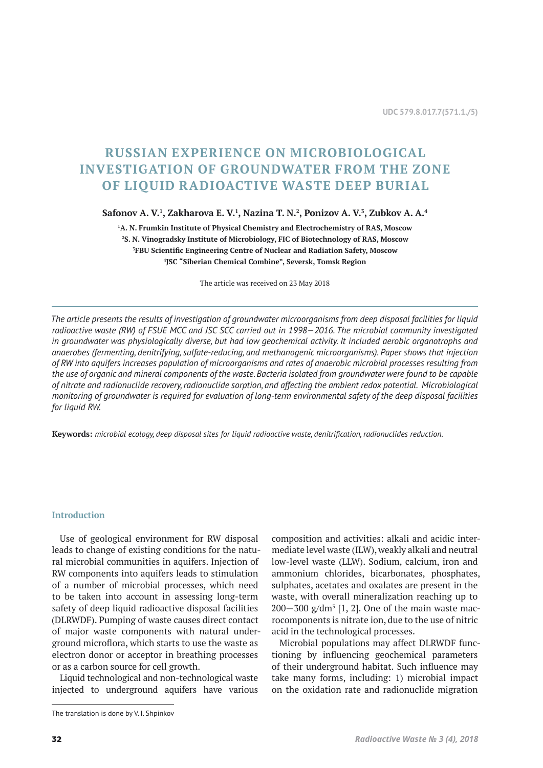UDC 579.8.017.7(571.1./5)

# RUSSIAN EXPERIENCE ON MICROBIOLOGICAL INVESTIGATION OF GROUNDWATER FROM THE ZONE OF LIQUID RADIOACTIVE WASTE DEEP BURIAL

**Safonov A. V.[1], Zakharova E. V.[1], Nazina T. N.[2], Ponizov A. V.[3], Zubkov A. A.[4]**

**[1]A. N. Frumkin Institute of Physical Chemistry and Electrochemistry of RAS, Moscow**
**[2]S. N. Vinogradsky Institute of Microbiology, FIC of Biotechnology of RAS, Moscow**
**[3]FBU Scientific Engineering Centre of Nuclear and Radiation Safety, Moscow**
**[4]JSC "Siberian Chemical Combine", Seversk, Tomsk Region**

The article was received on 23 May 2018

*The article presents the results of investigation of groundwater microorganisms from deep disposal facilities for liquid radioactive waste (RW) of FSUE MCC and JSC SCC carried out in 1998—2016. The microbial community investigated in groundwater was physiologically diverse, but had low geochemical activity. It included aerobic organotrophs and anaerobes (fermenting, denitrifying, sulfate-reducing, and methanogenic microorganisms). Paper shows that injection of RW into aquifers increases population of microorganisms and rates of anaerobic microbial processes resulting from the use of organic and mineral components of the waste. Bacteria isolated from groundwater were found to be capable of nitrate and radionuclide recovery, radionuclide sorption, and affecting the ambient redox potential. Microbiological monitoring of groundwater is required for evaluation of long-term environmental safety of the deep disposal facilities for liquid RW.*

**Keywords:** *microbial ecology, deep disposal sites for liquid radioactive waste, denitrification, radionuclides reduction.*

## Introduction

Use of geological environment for RW disposal leads to change of existing conditions for the natural microbial communities in aquifers. Injection of RW components into aquifers leads to stimulation of a number of microbial processes, which need to be taken into account in assessing long-term safety of deep liquid radioactive disposal facilities (DLRWDF). Pumping of waste causes direct contact of major waste components with natural underground microflora, which starts to use the waste as electron donor or acceptor in breathing processes or as a carbon source for cell growth.

Liquid technological and non-technological waste injected to underground aquifers have various composition and activities: alkali and acidic intermediate level waste (ILW), weakly alkali and neutral low-level waste (LLW). Sodium, calcium, iron and ammonium chlorides, bicarbonates, phosphates, sulphates, acetates and oxalates are present in the waste, with overall mineralization reaching up to 200—300 g/dm$^3$ [1, 2]. One of the main waste macrocomponents is nitrate ion, due to the use of nitric acid in the technological processes.

Microbial populations may affect DLRWDF functioning by influencing geochemical parameters of their underground habitat. Such influence may take many forms, including: 1) microbial impact on the oxidation rate and radionuclide migration

The translation is done by V. I. Shpinkov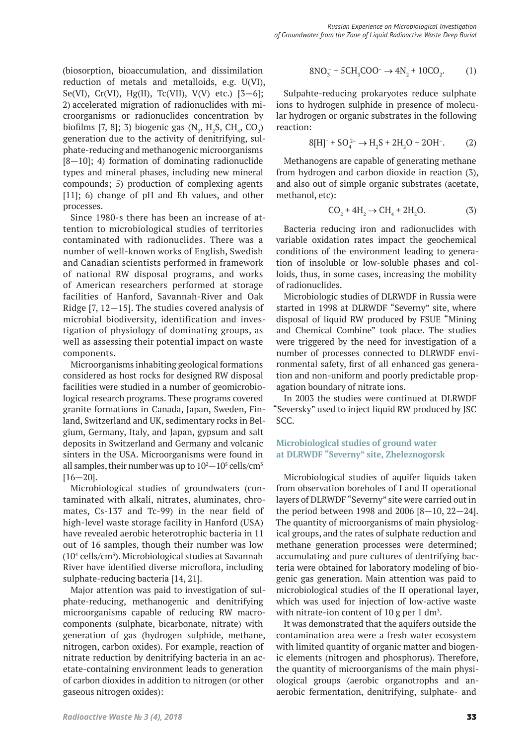(biosorption, bioaccumulation, and dissimilation reduction of metals and metalloids, e.g. U(VI), Se(VI), Cr(VI), Hg(II), Tc(VII), V(V) etc.) [3—6]; 2) accelerated migration of radionuclides with microorganisms or radionuclides concentration by biofilms [7, 8]; 3) biogenic gas ($N_2$, $H_2S$, $CH_4$, $CO_2$) generation due to the activity of denitrifying, sulphate-reducing and methanogenic microorganisms [8—10]; 4) formation of dominating radionuclide types and mineral phases, including new mineral compounds; 5) production of complexing agents [11]; 6) change of pH and Eh values, and other processes.

Since 1980-s there has been an increase of attention to microbiological studies of territories contaminated with radionuclides. There was a number of well-known works of English, Swedish and Canadian scientists performed in framework of national RW disposal programs, and works of American researchers performed at storage facilities of Hanford, Savannah-River and Oak Ridge [7, 12—15]. The studies covered analysis of microbial biodiversity, identification and investigation of physiology of dominating groups, as well as assessing their potential impact on waste components.

Microorganisms inhabiting geological formations considered as host rocks for designed RW disposal facilities were studied in a number of geomicrobiological research programs. These programs covered granite formations in Canada, Japan, Sweden, Finland, Switzerland and UK, sedimentary rocks in Belgium, Germany, Italy, and Japan, gypsum and salt deposits in Switzerland and Germany and volcanic sinters in the USA. Microorganisms were found in all samples, their number was up to $10^2$—$10^5$ cells/cm$^3$ [16—20].

Microbiological studies of groundwaters (contaminated with alkali, nitrates, aluminates, chromates, Cs-137 and Tc-99) in the near field of high-level waste storage facility in Hanford (USA) have revealed aerobic heterotrophic bacteria in 11 out of 16 samples, though their number was low ($10^4$ cells/cm$^3$). Microbiological studies at Savannah River have identified diverse microflora, including sulphate-reducing bacteria [14, 21].

Major attention was paid to investigation of sulphate-reducing, methanogenic and denitrifying microorganisms capable of reducing RW macrocomponents (sulphate, bicarbonate, nitrate) with generation of gas (hydrogen sulphide, methane, nitrogen, carbon oxides). For example, reaction of nitrate reduction by denitrifying bacteria in an acetate-containing environment leads to generation of carbon dioxides in addition to nitrogen (or other gaseous nitrogen oxides):

$$8NO_3^- + 5CH_3COO^- \rightarrow 4N_2 + 10CO_2. \quad (1)$$

Sulpahte-reducing prokaryotes reduce sulphate ions to hydrogen sulphide in presence of molecular hydrogen or organic substrates in the following reaction:

$$8[H]^+ + SO_4^{2-} \rightarrow H_2S + 2H_2O + 2OH^-. \quad (2)$$

Methanogens are capable of generating methane from hydrogen and carbon dioxide in reaction (3), and also out of simple organic substrates (acetate, methanol, etc):

$$CO_2 + 4H_2 \rightarrow CH_4 + 2H_2O. \quad (3)$$

Bacteria reducing iron and radionuclides with variable oxidation rates impact the geochemical conditions of the environment leading to generation of insoluble or low-soluble phases and colloids, thus, in some cases, increasing the mobility of radionuclides.

Microbiologic studies of DLRWDF in Russia were started in 1998 at DLRWDF "Severny" site, where disposal of liquid RW produced by FSUE "Mining and Chemical Combine" took place. The studies were triggered by the need for investigation of a number of processes connected to DLRWDF environmental safety, first of all enhanced gas generation and non-uniform and poorly predictable propagation boundary of nitrate ions.

In 2003 the studies were continued at DLRWDF "Seversky" used to inject liquid RW produced by JSC SCC.

## Microbiological studies of ground water at DLRWDF "Severny" site, Zheleznogorsk

Microbiological studies of aquifer liquids taken from observation boreholes of I and II operational layers of DLRWDF "Severny" site were carried out in the period between 1998 and 2006 [8—10, 22—24]. The quantity of microorganisms of main physiological groups, and the rates of sulphate reduction and methane generation processes were determined; accumulating and pure cultures of dentrifying bacteria were obtained for laboratory modeling of biogenic gas generation. Main attention was paid to microbiological studies of the II operational layer, which was used for injection of low-active waste with nitrate-ion content of 10 g per 1 dm$^3$.

It was demonstrated that the aquifers outside the contamination area were a fresh water ecosystem with limited quantity of organic matter and biogenic elements (nitrogen and phosphorus). Therefore, the quantity of microorganisms of the main physiological groups (aerobic organotrophs and anaerobic fermentation, denitrifying, sulphate- and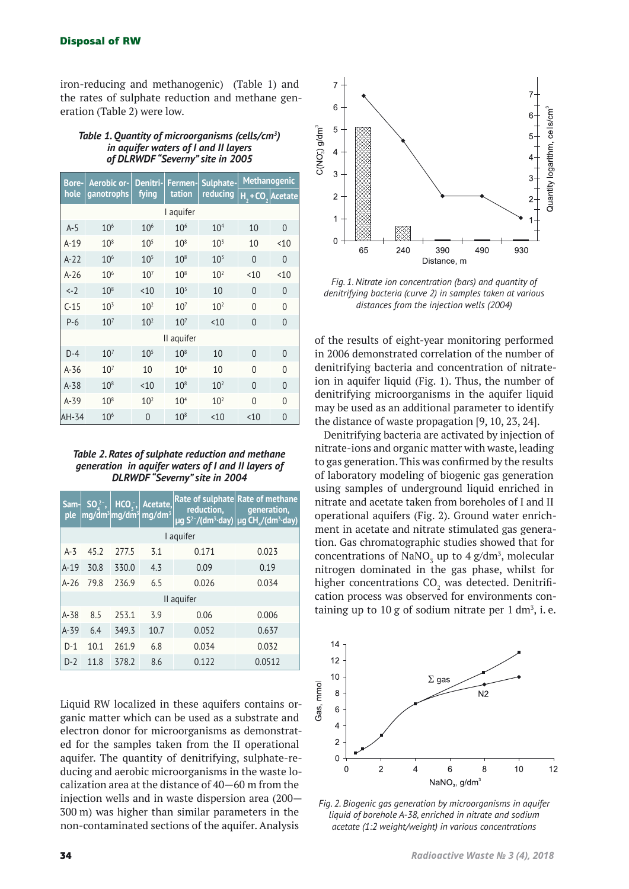iron-reducing and methanogenic) (Table 1) and the rates of sulphate reduction and methane generation (Table 2) were low.

*Table 1. Quantity of microorganisms (cells/cm$^3$) in aquifer waters of I and II layers of DLRWDF "Severny" site in 2005*

| Bore-hole | Aerobic organotrophs | Denitrifying | Fermentation | Sulphate-reducing | Methanogenic | |
|---|---|---|---|---|---|---|
| | | | | | $H_2+CO_2$ | Acetate |
| I aquifer | | | | | | |
| A-5 | $10^6$ | $10^6$ | $10^6$ | $10^4$ | 10 | 0 |
| A-19 | $10^8$ | $10^5$ | $10^8$ | $10^3$ | 10 | <10 |
| A-22 | $10^6$ | $10^5$ | $10^8$ | $10^3$ | 0 | 0 |
| A-26 | $10^6$ | $10^7$ | $10^8$ | $10^2$ | <10 | <10 |
| <-2 | $10^8$ | <10 | $10^5$ | 10 | 0 | 0 |
| C-15 | $10^3$ | $10^2$ | $10^7$ | $10^2$ | 0 | 0 |
| P-6 | $10^7$ | $10^2$ | $10^7$ | <10 | 0 | 0 |
| II aquifer | | | | | | |
| D-4 | $10^7$ | $10^5$ | $10^8$ | 10 | 0 | 0 |
| A-36 | $10^7$ | 10 | $10^4$ | 10 | 0 | 0 |
| A-38 | $10^8$ | <10 | $10^8$ | $10^2$ | 0 | 0 |
| A-39 | $10^8$ | $10^2$ | $10^4$ | $10^2$ | 0 | 0 |
| AH-34 | $10^6$ | 0 | $10^8$ | <10 | <10 | 0 |

*Table 2. Rates of sulphate reduction and methane generation in aquifer waters of I and II layers of DLRWDF "Severny" site in 2004*

| Sample | $SO_4^{2-}$, mg/dm$^3$ | $HCO_3^-$, mg/dm$^3$ | Acetate, mg/dm$^3$ | Rate of sulphate reduction, μg $S^{2-}$/(dm$^3$·day) | Rate of methane generation, μg $CH_4$/(dm$^3$·day) |
|---|---|---|---|---|---|
| I aquifer | | | | | |
| A-3 | 45.2 | 277.5 | 3.1 | 0.171 | 0.023 |
| A-19 | 30.8 | 330.0 | 4.3 | 0.09 | 0.19 |
| A-26 | 79.8 | 236.9 | 6.5 | 0.026 | 0.034 |
| II aquifer | | | | | |
| A-38 | 8.5 | 253.1 | 3.9 | 0.06 | 0.006 |
| A-39 | 6.4 | 349.3 | 10.7 | 0.052 | 0.637 |
| D-1 | 10.1 | 261.9 | 6.8 | 0.034 | 0.032 |
| D-2 | 11.8 | 378.2 | 8.6 | 0.122 | 0.0512 |

Liquid RW localized in these aquifers contains organic matter which can be used as a substrate and electron donor for microorganisms as demonstrated for the samples taken from the II operational aquifer. The quantity of denitrifying, sulphate-reducing and aerobic microorganisms in the waste localization area at the distance of 40—60 m from the injection wells and in waste dispersion area (200—300 m) was higher than similar parameters in the non-contaminated sections of the aquifer. Analysis of the results of eight-year monitoring performed in 2006 demonstrated correlation of the number of denitrifying bacteria and concentration of nitrate-ion in aquifer liquid (Fig. 1). Thus, the number of denitrifying microorganisms in the aquifer liquid may be used as an additional parameter to identify the distance of waste propagation [9, 10, 23, 24].

*Fig. 1. Nitrate ion concentration (bars) and quantity of denitrifying bacteria (curve 2) in samples taken at various distances from the injection wells (2004)*

Denitrifying bacteria are activated by injection of nitrate-ions and organic matter with waste, leading to gas generation. This was confirmed by the results of laboratory modeling of biogenic gas generation using samples of underground liquid enriched in nitrate and acetate taken from boreholes of I and II operational aquifers (Fig. 2). Ground water enrichment in acetate and nitrate stimulated gas generation. Gas chromatographic studies showed that for concentrations of $NaNO_3$ up to 4 g/dm$^3$, molecular nitrogen dominated in the gas phase, whilst for higher concentrations $CO_2$ was detected. Denitrification process was observed for environments containing up to 10 g of sodium nitrate per 1 dm$^3$, i. e.

*Fig. 2. Biogenic gas generation by microorganisms in aquifer liquid of borehole A-38, enriched in nitrate and sodium acetate (1:2 weight/weight) in various concentrations*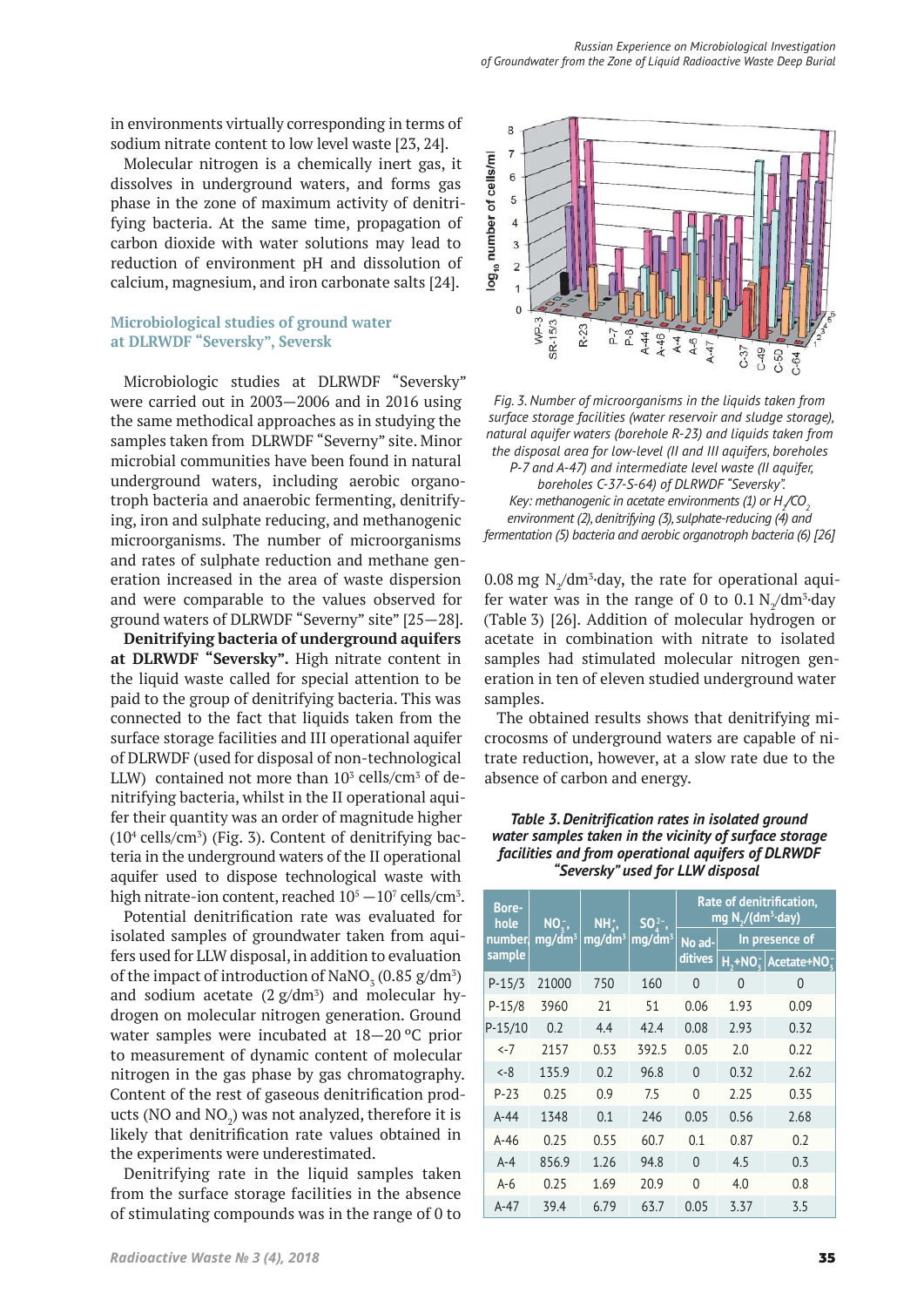in environments virtually corresponding in terms of sodium nitrate content to low level waste [23, 24].

Molecular nitrogen is a chemically inert gas, it dissolves in underground waters, and forms gas phase in the zone of maximum activity of denitrifying bacteria. At the same time, propagation of carbon dioxide with water solutions may lead to reduction of environment pH and dissolution of calcium, magnesium, and iron carbonate salts [24].

### Microbiological studies of ground water at DLRWDF "Seversky", Seversk

Microbiologic studies at DLRWDF "Seversky" were carried out in 2003—2006 and in 2016 using the same methodical approaches as in studying the samples taken from DLRWDF "Severny" site. Minor microbial communities have been found in natural underground waters, including aerobic organotroph bacteria and anaerobic fermenting, denitrifying, iron and sulphate reducing, and methanogenic microorganisms. The number of microorganisms and rates of sulphate reduction and methane generation increased in the area of waste dispersion and were comparable to the values observed for ground waters of DLRWDF "Severny" site" [25—28].

**Denitrifying bacteria of underground aquifers at DLRWDF "Seversky".** High nitrate content in the liquid waste called for special attention to be paid to the group of denitrifying bacteria. This was connected to the fact that liquids taken from the surface storage facilities and III operational aquifer of DLRWDF (used for disposal of non-technological LLW) contained not more than $10^3$ cells/cm³ of denitrifying bacteria, whilst in the II operational aquifer their quantity was an order of magnitude higher ($10^4$ cells/cm³) (Fig. 3). Content of denitrifying bacteria in the underground waters of the II operational aquifer used to dispose technological waste with high nitrate-ion content, reached $10^5$ —$10^7$ cells/cm³.

Potential denitrification rate was evaluated for isolated samples of groundwater taken from aquifers used for LLW disposal, in addition to evaluation of the impact of introduction of $NaNO_3$ (0.85 g/dm³) and sodium acetate (2 g/dm³) and molecular hydrogen on molecular nitrogen generation. Ground water samples were incubated at 18—20 °C prior to measurement of dynamic content of molecular nitrogen in the gas phase by gas chromatography. Content of the rest of gaseous denitrification products (NO and $NO_2$) was not analyzed, therefore it is likely that denitrification rate values obtained in the experiments were underestimated.

Denitrifying rate in the liquid samples taken from the surface storage facilities in the absence of stimulating compounds was in the range of 0 to 0.08 mg $N_2$/dm³·day, the rate for operational aquifer water was in the range of 0 to 0.1 $N_2$/dm³·day (Table 3) [26]. Addition of molecular hydrogen or acetate in combination with nitrate to isolated samples had stimulated molecular nitrogen generation in ten of eleven studied underground water samples.

The obtained results shows that denitrifying microcosms of underground waters are capable of nitrate reduction, however, at a slow rate due to the absence of carbon and energy.

*Fig. 3. Number of microorganisms in the liquids taken from surface storage facilities (water reservoir and sludge storage), natural aquifer waters (borehole R-23) and liquids taken from the disposal area for low-level (II and III aquifers, boreholes P-7 and A-47) and intermediate level waste (II aquifer, boreholes C-37-S-64) of DLRWDF "Seversky". Key: methanogenic in acetate environments (1) or $H_2/CO_2$ environment (2), denitrifying (3), sulphate-reducing (4) and fermentation (5) bacteria and aerobic organotroph bacteria (6) [26]*

***Table 3. Denitrification rates in isolated ground water samples taken in the vicinity of surface storage facilities and from operational aquifers of DLRWDF "Seversky" used for LLW disposal***

| Borehole number, sample | $NO_3^-$, mg/dm³ | $NH_4^+$, mg/dm³ | $SO_4^{2-}$, mg/dm³ | Rate of denitrification, mg $N_2$/(dm³·day) | | |
|---|---|---|---|---|---|---|
| | | | | No additives | In presence of | |
| | | | | | $H_2$+$NO_3^-$ | Acetate+$NO_3^-$ |
| P-15/3 | 21000 | 750 | 160 | 0 | 0 | 0 |
| P-15/8 | 3960 | 21 | 51 | 0.06 | 1.93 | 0.09 |
| P-15/10 | 0.2 | 4.4 | 42.4 | 0.08 | 2.93 | 0.32 |
| <-7 | 2157 | 0.53 | 392.5 | 0.05 | 2.0 | 0.22 |
| <-8 | 135.9 | 0.2 | 96.8 | 0 | 0.32 | 2.62 |
| P-23 | 0.25 | 0.9 | 7.5 | 0 | 2.25 | 0.35 |
| A-44 | 1348 | 0.1 | 246 | 0.05 | 0.56 | 2.68 |
| A-46 | 0.25 | 0.55 | 60.7 | 0.1 | 0.87 | 0.2 |
| A-4 | 856.9 | 1.26 | 94.8 | 0 | 4.5 | 0.3 |
| A-6 | 0.25 | 1.69 | 20.9 | 0 | 4.0 | 0.8 |
| A-47 | 39.4 | 6.79 | 63.7 | 0.05 | 3.37 | 3.5 |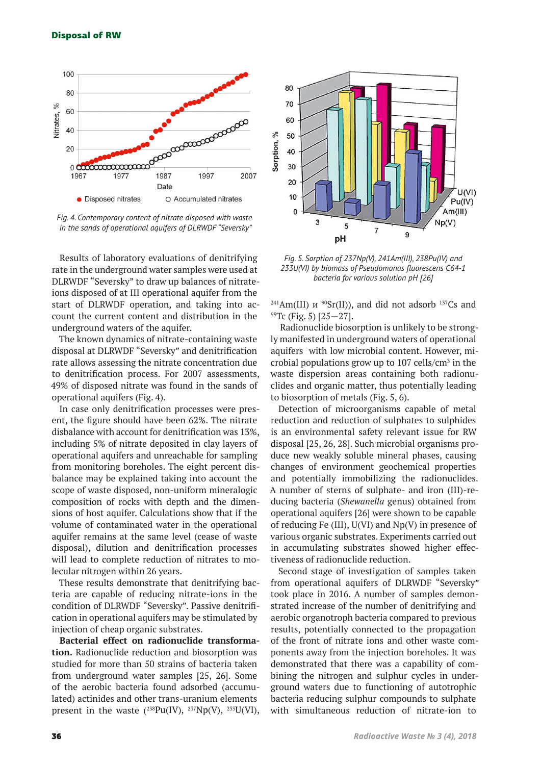Fig. 4. Contemporary content of nitrate disposed with waste in the sands of operational aquifers of DLRWDF "Seversky"

Fig. 5. Sorption of 237Np(V), 241Am(III), 238Pu(IV) and 233U(VI) by biomass of Pseudomonas fluorescens C64-1 bacteria for various solution pH [26]

Results of laboratory evaluations of denitrifying rate in the underground water samples were used at DLRWDF "Seversky" to draw up balances of nitrate-ions disposed of at III operational aquifer from the start of DLRWDF operation, and taking into account the current content and distribution in the underground waters of the aquifer.

The known dynamics of nitrate-containing waste disposal at DLRWDF "Seversky" and denitrification rate allows assessing the nitrate concentration due to denitrification process. For 2007 assessments, 49% of disposed nitrate was found in the sands of operational aquifers (Fig. 4).

In case only denitrification processes were present, the figure should have been 62%. The nitrate disbalance with account for denitrification was 13%, including 5% of nitrate deposited in clay layers of operational aquifers and unreachable for sampling from monitoring boreholes. The eight percent disbalance may be explained taking into account the scope of waste disposed, non-uniform mineralogic composition of rocks with depth and the dimensions of host aquifer. Calculations show that if the volume of contaminated water in the operational aquifer remains at the same level (cease of waste disposal), dilution and denitrification processes will lead to complete reduction of nitrates to molecular nitrogen within 26 years.

These results demonstrate that denitrifying bacteria are capable of reducing nitrate-ions in the condition of DLRWDF "Seversky". Passive denitrification in operational aquifers may be stimulated by injection of cheap organic substrates.

**Bacterial effect on radionuclide transformation.** Radionuclide reduction and biosorption was studied for more than 50 strains of bacteria taken from underground water samples [25, 26]. Some of the aerobic bacteria found adsorbed (accumulated) actinides and other trans-uranium elements present in the waste ($^{238}$Pu(IV), $^{237}$Np(V), $^{233}$U(VI), $^{241}$Am(III) и $^{90}$Sr(II)), and did not adsorb $^{137}$Cs and $^{99}$Tc (Fig. 5) [25—27].

Radionuclide biosorption is unlikely to be strongly manifested in underground waters of operational aquifers with low microbial content. However, microbial populations grow up to 107 cells/cm$^3$ in the waste dispersion areas containing both radionuclides and organic matter, thus potentially leading to biosorption of metals (Fig. 5, 6).

Detection of microorganisms capable of metal reduction and reduction of sulphates to sulphides is an environmental safety relevant issue for RW disposal [25, 26, 28]. Such microbial organisms produce new weakly soluble mineral phases, causing changes of environment geochemical properties and potentially immobilizing the radionuclides. A number of sterns of sulphate- and iron (III)-reducing bacteria (*Shewanella* genus) obtained from operational aquifers [26] were shown to be capable of reducing Fe (III), U(VI) and Np(V) in presence of various organic substrates. Experiments carried out in accumulating substrates showed higher effectiveness of radionuclide reduction.

Second stage of investigation of samples taken from operational aquifers of DLRWDF "Seversky" took place in 2016. A number of samples demonstrated increase of the number of denitrifying and aerobic organotroph bacteria compared to previous results, potentially connected to the propagation of the front of nitrate ions and other waste components away from the injection boreholes. It was demonstrated that there was a capability of combining the nitrogen and sulphur cycles in underground waters due to functioning of autotrophic bacteria reducing sulphur compounds to sulphate with simultaneous reduction of nitrate-ion to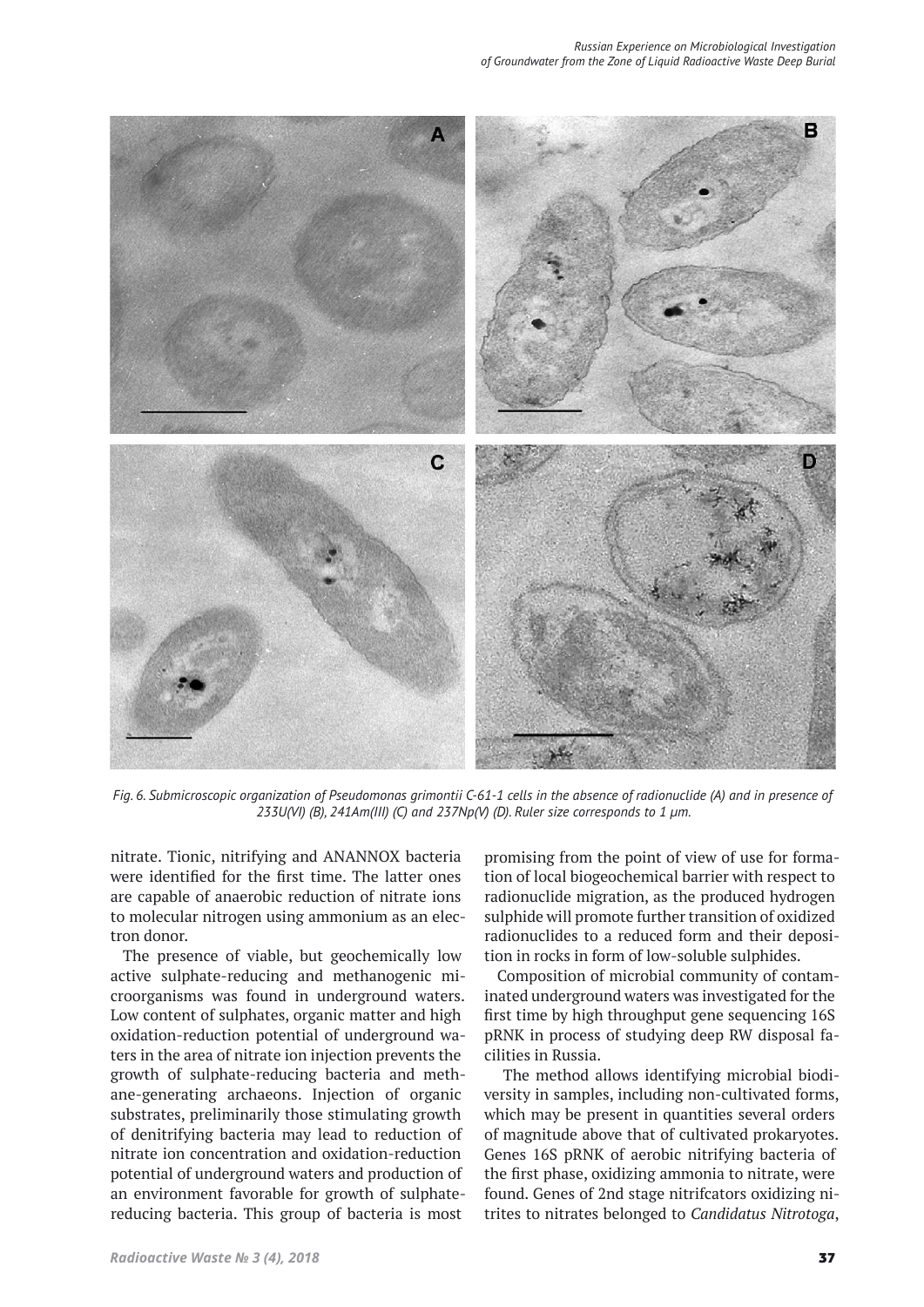Fig. 6. Submicroscopic organization of Pseudomonas grimontii C-61-1 cells in the absence of radionuclide (A) and in presence of 233U(VI) (B), 241Am(III) (C) and 237Np(V) (D). Ruler size corresponds to 1 μm.

nitrate. Tionic, nitrifying and ANANNOX bacteria were identified for the first time. The latter ones are capable of anaerobic reduction of nitrate ions to molecular nitrogen using ammonium as an electron donor.

The presence of viable, but geochemically low active sulphate-reducing and methanogenic microorganisms was found in underground waters. Low content of sulphates, organic matter and high oxidation-reduction potential of underground waters in the area of nitrate ion injection prevents the growth of sulphate-reducing bacteria and methane-generating archaeons. Injection of organic substrates, preliminarily those stimulating growth of denitrifying bacteria may lead to reduction of nitrate ion concentration and oxidation-reduction potential of underground waters and production of an environment favorable for growth of sulphate-reducing bacteria. This group of bacteria is most promising from the point of view of use for formation of local biogeochemical barrier with respect to radionuclide migration, as the produced hydrogen sulphide will promote further transition of oxidized radionuclides to a reduced form and their deposition in rocks in form of low-soluble sulphides.

Composition of microbial community of contaminated underground waters was investigated for the first time by high throughput gene sequencing 16S pRNK in process of studying deep RW disposal facilities in Russia.

The method allows identifying microbial biodiversity in samples, including non-cultivated forms, which may be present in quantities several orders of magnitude above that of cultivated prokaryotes. Genes 16S pRNK of aerobic nitrifying bacteria of the first phase, oxidizing ammonia to nitrate, were found. Genes of 2nd stage nitrifcators oxidizing nitrites to nitrates belonged to *Candidatus Nitrotoga*,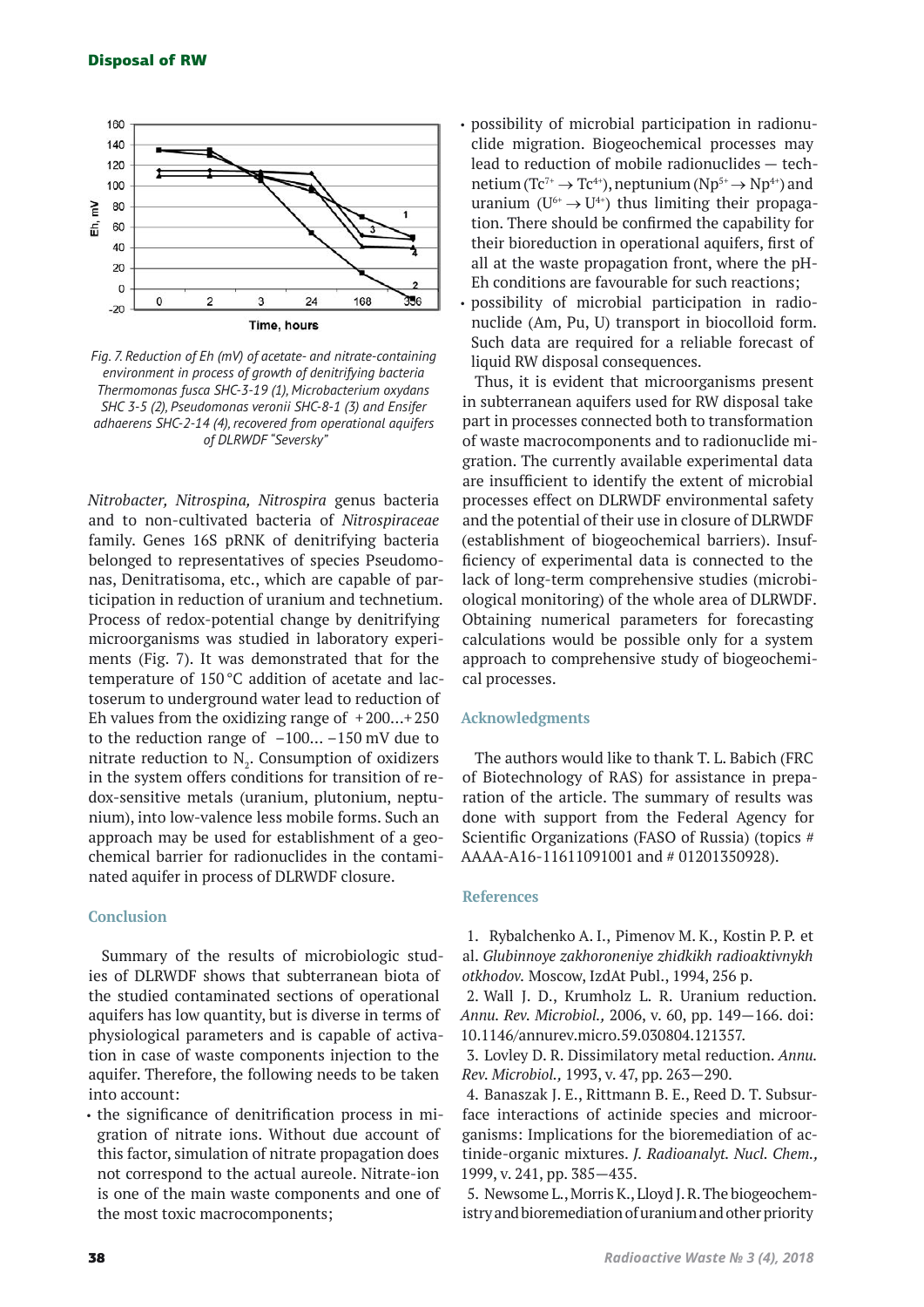Fig. 7. Reduction of Eh (mV) of acetate- and nitrate-containing environment in process of growth of denitrifying bacteria Thermomonas fusca SHC-3-19 (1), Microbacterium oxydans SHC 3-5 (2), Pseudomonas veronii SHC-8-1 (3) and Ensifer adhaerens SHC-2-14 (4), recovered from operational aquifers of DLRWDF "Seversky"

*Nitrobacter, Nitrospina, Nitrospira* genus bacteria and to non-cultivated bacteria of *Nitrospiraceae* family. Genes 16S pRNK of denitrifying bacteria belonged to representatives of species Pseudomonas, Denitratisoma, etc., which are capable of participation in reduction of uranium and technetium. Process of redox-potential change by denitrifying microorganisms was studied in laboratory experiments (Fig. 7). It was demonstrated that for the temperature of 150 °C addition of acetate and lactoserum to underground water lead to reduction of Eh values from the oxidizing range of +200...+250 to the reduction range of −100... −150 mV due to nitrate reduction to $N_2$. Consumption of oxidizers in the system offers conditions for transition of redox-sensitive metals (uranium, plutonium, neptunium), into low-valence less mobile forms. Such an approach may be used for establishment of a geochemical barrier for radionuclides in the contaminated aquifer in process of DLRWDF closure.

## Conclusion

Summary of the results of microbiologic studies of DLRWDF shows that subterranean biota of the studied contaminated sections of operational aquifers has low quantity, but is diverse in terms of physiological parameters and is capable of activation in case of waste components injection to the aquifer. Therefore, the following needs to be taken into account:

- the significance of denitrification process in migration of nitrate ions. Without due account of this factor, simulation of nitrate propagation does not correspond to the actual aureole. Nitrate-ion is one of the main waste components and one of the most toxic macrocomponents;
- possibility of microbial participation in radionuclide migration. Biogeochemical processes may lead to reduction of mobile radionuclides — technetium ($Tc^{7+} \rightarrow Tc^{4+}$), neptunium ($Np^{5+} \rightarrow Np^{4+}$) and uranium ($U^{6+} \rightarrow U^{4+}$) thus limiting their propagation. There should be confirmed the capability for their bioreduction in operational aquifers, first of all at the waste propagation front, where the pH-Eh conditions are favourable for such reactions;
- possibility of microbial participation in radionuclide (Am, Pu, U) transport in biocolloid form. Such data are required for a reliable forecast of liquid RW disposal consequences.

Thus, it is evident that microorganisms present in subterranean aquifers used for RW disposal take part in processes connected both to transformation of waste macrocomponents and to radionuclide migration. The currently available experimental data are insufficient to identify the extent of microbial processes effect on DLRWDF environmental safety and the potential of their use in closure of DLRWDF (establishment of biogeochemical barriers). Insufficiency of experimental data is connected to the lack of long-term comprehensive studies (microbiological monitoring) of the whole area of DLRWDF. Obtaining numerical parameters for forecasting calculations would be possible only for a system approach to comprehensive study of biogeochemical processes.

## Acknowledgments

The authors would like to thank T. L. Babich (FRC of Biotechnology of RAS) for assistance in preparation of the article. The summary of results was done with support from the Federal Agency for Scientific Organizations (FASO of Russia) (topics # AAAA-A16-11611091001 and # 01201350928).

## References

1. Rybalchenko A. I., Pimenov M. K., Kostin P. P. et al. *Glubinnoye zakhoroneniye zhidkikh radioaktivnykh otkhodov.* Moscow, IzdAt Publ., 1994, 256 p.
2. Wall J. D., Krumholz L. R. Uranium reduction. *Annu. Rev. Microbiol.,* 2006, v. 60, pp. 149—166. doi: 10.1146/annurev.micro.59.030804.121357.
3. Lovley D. R. Dissimilatory metal reduction. *Annu. Rev. Microbiol.,* 1993, v. 47, pp. 263—290.
4. Banaszak J. E., Rittmann B. E., Reed D. T. Subsurface interactions of actinide species and microorganisms: Implications for the bioremediation of actinide-organic mixtures. *J. Radioanalyt. Nucl. Chem.,* 1999, v. 241, pp. 385—435.
5. Newsome L., Morris K., Lloyd J. R. The biogeochemistry and bioremediation of uranium and other priority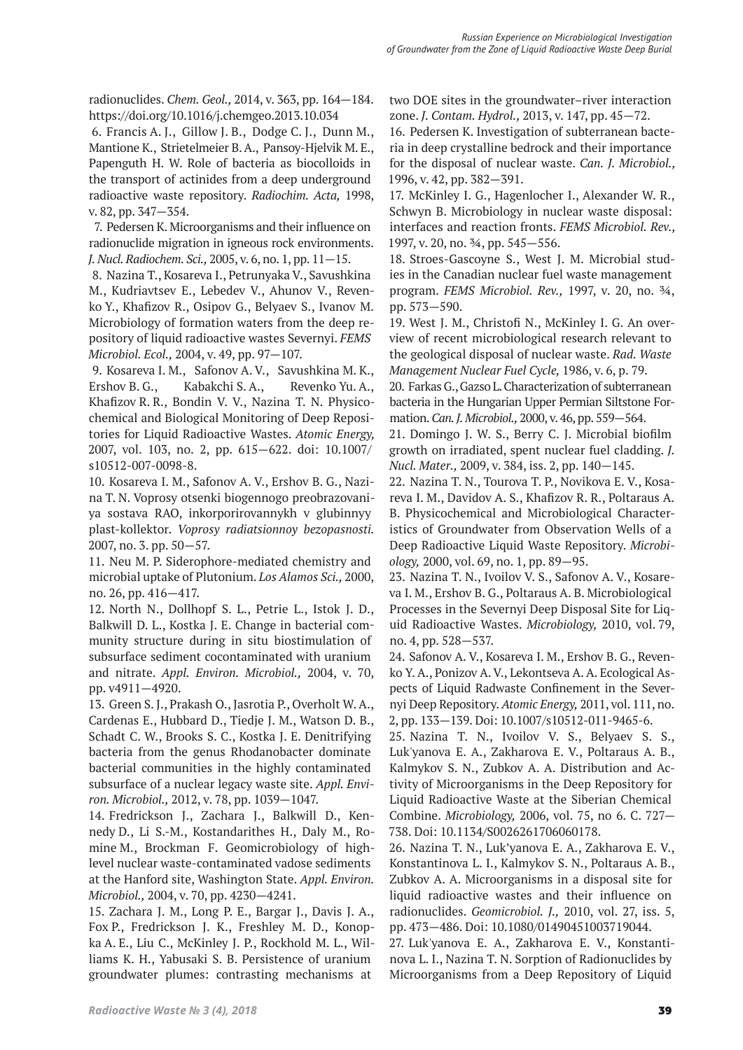radionuclides. *Chem. Geol.,* 2014, v. 363, pp. 164—184. https://doi.org/10.1016/j.chemgeo.2013.10.034

6. Francis A. J., Gillow J. B., Dodge C. J., Dunn M., Mantione K., Strietelmeier B. A., Pansoy-Hjelvik M. E., Papenguth H. W. Role of bacteria as biocolloids in the transport of actinides from a deep underground radioactive waste repository. *Radiochim. Acta,* 1998, v. 82, pp. 347—354.

7. Pedersen K. Microorganisms and their influence on radionuclide migration in igneous rock environments. *J. Nucl. Radiochem. Sci.,* 2005, v. 6, no. 1, pp. 11—15.

8. Nazina T., Kosareva I., Petrunyaka V., Savushkina M., Kudriavtsev E., Lebedev V., Ahunov V., Revenko Y., Khafizov R., Osipov G., Belyaev S., Ivanov M. Microbiology of formation waters from the deep repository of liquid radioactive wastes Severnyi. *FEMS Microbiol. Ecol.,* 2004, v. 49, pp. 97—107.

9. Kosareva I. M., Safonov A. V., Savushkina M. K., Ershov B. G., Kabakchi S. A., Revenko Yu. A., Khafizov R. R., Bondin V. V., Nazina T. N. Physicochemical and Biological Monitoring of Deep Repositories for Liquid Radioactive Wastes. *Atomic Energy,* 2007, vol. 103, no. 2, pp. 615—622. doi: 10.1007/s10512-007-0098-8.

10. Kosareva I. M., Safonov A. V., Ershov B. G., Nazina T. N. Voprosy otsenki biogennogo preobrazovaniya sostava RAO, inkorporirovannykh v glubinnyy plast-kollektor. *Voprosy radiatsionnoy bezopasnosti.* 2007, no. 3. pp. 50—57.

11. Neu M. P. Siderophore-mediated chemistry and microbial uptake of Plutonium. *Los Alamos Sci.,* 2000, no. 26, pp. 416—417.

12. North N., Dollhopf S. L., Petrie L., Istok J. D., Balkwill D. L., Kostka J. E. Change in bacterial community structure during in situ biostimulation of subsurface sediment cocontaminated with uranium and nitrate. *Appl. Environ. Microbiol.,* 2004, v. 70, pp. v4911—4920.

13. Green S. J., Prakash O., Jasrotia P., Overholt W. A., Cardenas E., Hubbard D., Tiedje J. M., Watson D. B., Schadt C. W., Brooks S. C., Kostka J. E. Denitrifying bacteria from the genus Rhodanobacter dominate bacterial communities in the highly contaminated subsurface of a nuclear legacy waste site. *Appl. Environ. Microbiol.,* 2012, v. 78, pp. 1039—1047.

14. Fredrickson J., Zachara J., Balkwill D., Kennedy D., Li S.-M., Kostandarithes H., Daly M., Romine M., Brockman F. Geomicrobiology of high-level nuclear waste-contaminated vadose sediments at the Hanford site, Washington State. *Appl. Environ. Microbiol.,* 2004, v. 70, pp. 4230—4241.

15. Zachara J. M., Long P. E., Bargar J., Davis J. A., Fox P., Fredrickson J. K., Freshley M. D., Konopka A. E., Liu C., McKinley J. P., Rockhold M. L., Williams K. H., Yabusaki S. B. Persistence of uranium groundwater plumes: contrasting mechanisms at two DOE sites in the groundwater–river interaction zone. *J. Contam. Hydrol.,* 2013, v. 147, pp. 45—72.

16. Pedersen K. Investigation of subterranean bacteria in deep crystalline bedrock and their importance for the disposal of nuclear waste. *Can. J. Microbiol.,* 1996, v. 42, pp. 382—391.

17. McKinley I. G., Hagenlocher I., Alexander W. R., Schwyn B. Microbiology in nuclear waste disposal: interfaces and reaction fronts. *FEMS Microbiol. Rev.,* 1997, v. 20, no. ¾, pp. 545—556.

18. Stroes-Gascoyne S., West J. M. Microbial studies in the Canadian nuclear fuel waste management program. *FEMS Microbiol. Rev.,* 1997, v. 20, no. ¾, pp. 573—590.

19. West J. M., Christofi N., McKinley I. G. An overview of recent microbiological research relevant to the geological disposal of nuclear waste. *Rad. Waste Management Nuclear Fuel Cycle,* 1986, v. 6, p. 79.

20. Farkas G., Gazso L. Characterization of subterranean bacteria in the Hungarian Upper Permian Siltstone Formation. *Can. J. Microbiol.,* 2000, v. 46, pp. 559—564.

21. Domingo J. W. S., Berry C. J. Microbial biofilm growth on irradiated, spent nuclear fuel cladding. *J. Nucl. Mater.,* 2009, v. 384, iss. 2, pp. 140—145.

22. Nazina T. N., Tourova T. P., Novikova E. V., Kosareva I. M., Davidov A. S., Khafizov R. R., Poltaraus A. B. Physicochemical and Microbiological Characteristics of Groundwater from Observation Wells of a Deep Radioactive Liquid Waste Repository. *Microbiology,* 2000, vol. 69, no. 1, pp. 89—95.

23. Nazina T. N., Ivoilov V. S., Safonov A. V., Kosareva I. M., Ershov B. G., Poltaraus A. B. Microbiological Processes in the Severnyi Deep Disposal Site for Liquid Radioactive Wastes. *Microbiology,* 2010, vol. 79, no. 4, pp. 528—537.

24. Safonov A. V., Kosareva I. M., Ershov B. G., Revenko Y. A., Ponizov A. V., Lekontseva A. A. Ecological Aspects of Liquid Radwaste Confinement in the Severnyi Deep Repository. *Atomic Energy,* 2011, vol. 111, no. 2, pp. 133—139. Doi: 10.1007/s10512-011-9465-6.

25. Nazina T. N., Ivoilov V. S., Belyaev S. S., Luk'yanova E. A., Zakharova E. V., Poltaraus A. B., Kalmykov S. N., Zubkov A. A. Distribution and Activity of Microorganisms in the Deep Repository for Liquid Radioactive Waste at the Siberian Chemical Combine. *Microbiology,* 2006, vol. 75, no 6. C. 727—738. Doi: 10.1134/S0026261706060178.

26. Nazina T. N., Luk'yanova E. A., Zakharova E. V., Konstantinova L. I., Kalmykov S. N., Poltaraus A. B., Zubkov A. A. Microorganisms in a disposal site for liquid radioactive wastes and their influence on radionuclides. *Geomicrobiol. J.,* 2010, vol. 27, iss. 5, pp. 473—486. Doi: 10.1080/01490451003719044.

27. Luk'yanova E. A., Zakharova E. V., Konstantinova L. I., Nazina T. N. Sorption of Radionuclides by Microorganisms from a Deep Repository of Liquid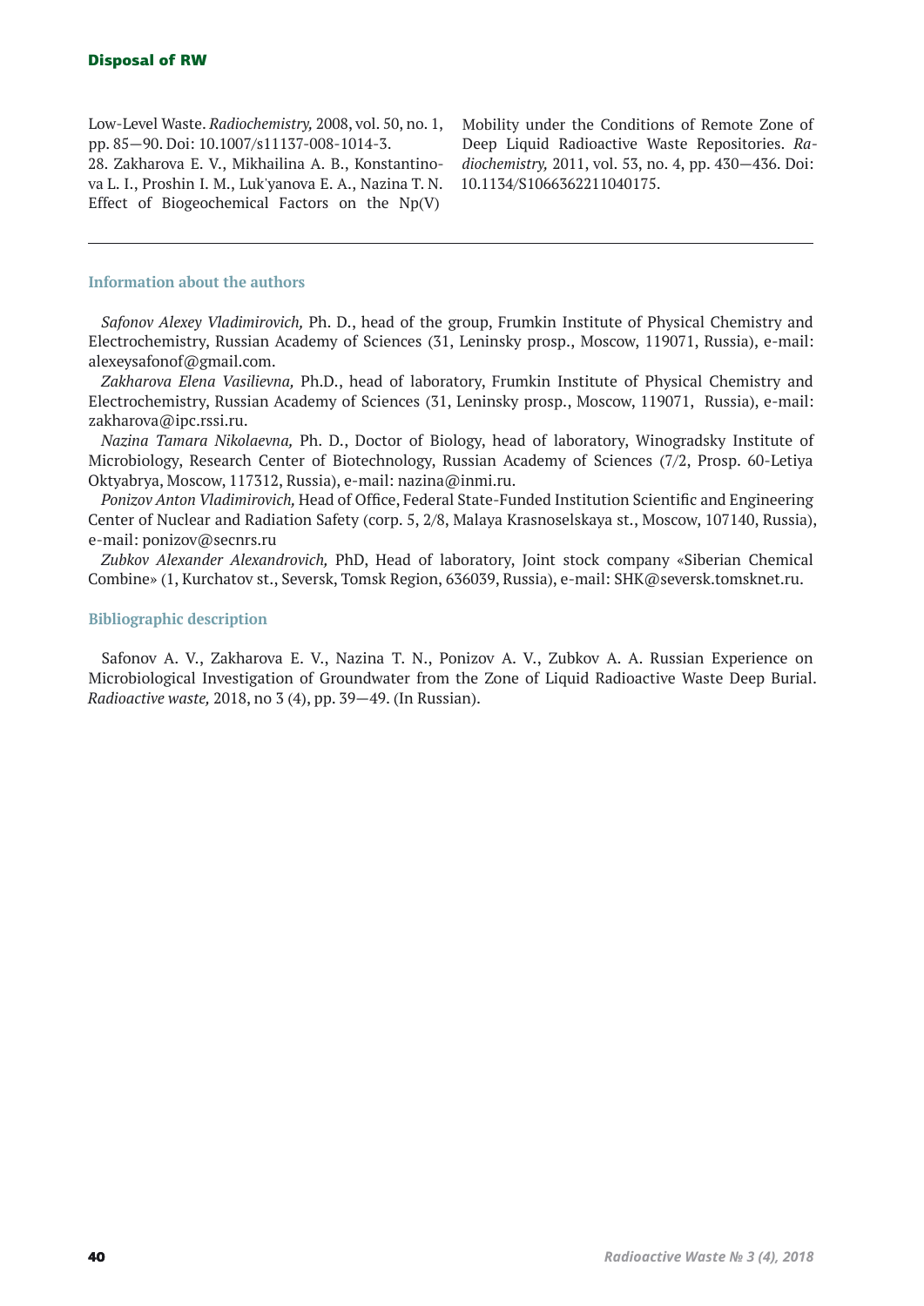Low-Level Waste. *Radiochemistry,* 2008, vol. 50, no. 1, pp. 85—90. Doi: 10.1007/s11137-008-1014-3.

28. Zakharova E. V., Mikhailina A. B., Konstantinova L. I., Proshin I. M., Luk'yanova E. A., Nazina T. N. Effect of Biogeochemical Factors on the Np(V) Mobility under the Conditions of Remote Zone of Deep Liquid Radioactive Waste Repositories. *Radiochemistry,* 2011, vol. 53, no. 4, pp. 430—436. Doi: 10.1134/S1066362211040175.

---

### Information about the authors

*Safonov Alexey Vladimirovich,* Ph. D., head of the group, Frumkin Institute of Physical Chemistry and Electrochemistry, Russian Academy of Sciences (31, Leninsky prosp., Moscow, 119071, Russia), e-mail: alexeysafonof@gmail.com.

*Zakharova Elena Vasilievna,* Ph.D., head of laboratory, Frumkin Institute of Physical Chemistry and Electrochemistry, Russian Academy of Sciences (31, Leninsky prosp., Moscow, 119071, Russia), e-mail: zakharova@ipc.rssi.ru.

*Nazina Tamara Nikolaevna,* Ph. D., Doctor of Biology, head of laboratory, Winogradsky Institute of Microbiology, Research Center of Biotechnology, Russian Academy of Sciences (7/2, Prosp. 60-Letiya Oktyabrya, Moscow, 117312, Russia), e-mail: nazina@inmi.ru.

*Ponizov Anton Vladimirovich,* Head of Office, Federal State-Funded Institution Scientific and Engineering Center of Nuclear and Radiation Safety (corp. 5, 2/8, Malaya Krasnoselskaya st., Moscow, 107140, Russia), e-mail: ponizov@secnrs.ru

*Zubkov Alexander Alexandrovich,* PhD, Head of laboratory, Joint stock company «Siberian Chemical Combine» (1, Kurchatov st., Seversk, Tomsk Region, 636039, Russia), e-mail: SHK@seversk.tomsknet.ru.

### Bibliographic description

Safonov A. V., Zakharova E. V., Nazina T. N., Ponizov A. V., Zubkov A. A. Russian Experience on Microbiological Investigation of Groundwater from the Zone of Liquid Radioactive Waste Deep Burial. *Radioactive waste,* 2018, no 3 (4), pp. 39—49. (In Russian).